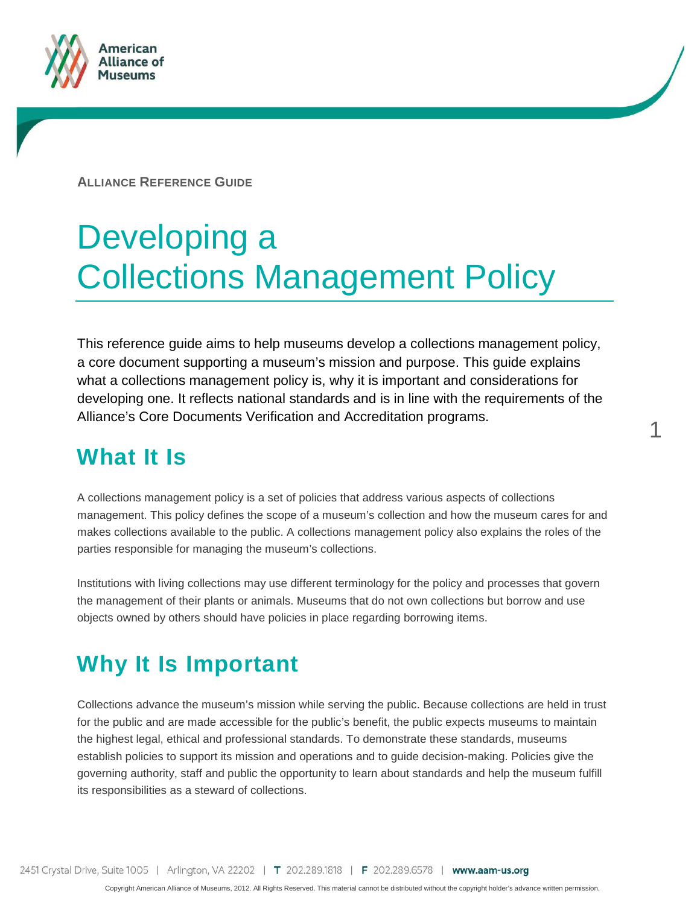ALLIANCE REFERENCE GUIDE

# Developing a Collections Management Policy

This reference guide aims to help museums develop a collections management policy, a core document supporting a museum's mission and purpose. This guide explains what a collections management policy is, why it is important and considerations for developing one. It reflects national standards and is in line with the requirements of the Alliance's Core Documents Verification and Accreditation programs.

## What It Is

A collections management policy is a set of policies that address various aspects of collections management. This policy defines the scope of a museum's collection and how the museum cares for and makes collections available to the public. A collections management policy also explains the roles of the parties responsible for managing the museum's collections.

Institutions with living collections may use different terminology for the policy and processes that govern the management of their plants or animals. Museums that do not own collections but borrow and use objects owned by others should have policies in place regarding borrowing items.

## Why It Is Important

Collections advance the museum's mission while serving the public. Because collections are held in trust for the public and are made accessible for the public's benefit, the public expects museums to maintain the highest legal, ethical and professional standards. To demonstrate these standards, museums establish policies to support its mission and operations and to guide decision-making. Policies give the governing authority, staff and public the opportunity to learn about standards and help the museum fulfill its responsibilities as a steward of collections.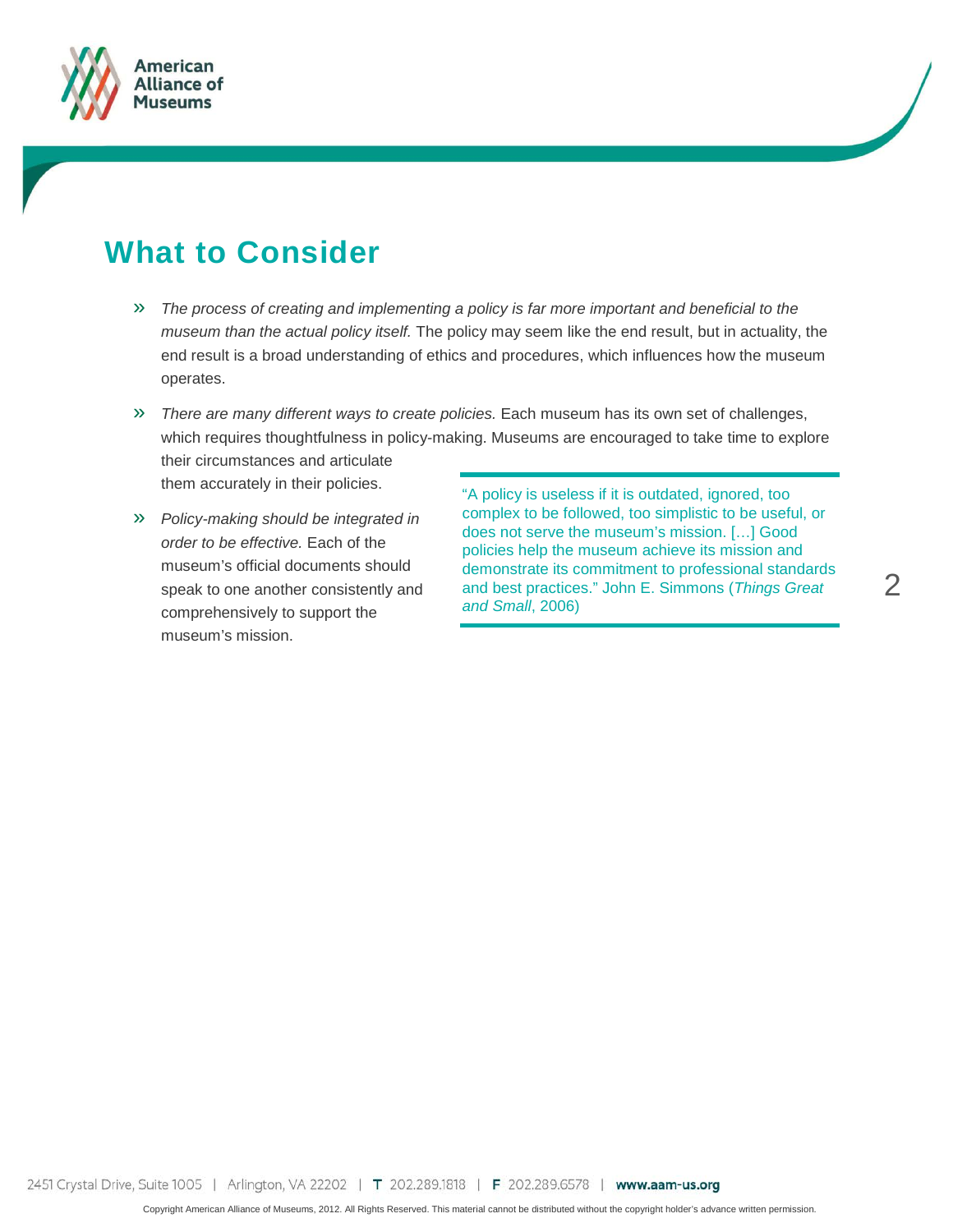## What to Consider

- *The process of creating and implementing a policy is far more important and beneficial to the museum than the actual policy itself.* The policy may seem like the end result, but in actuality, the end result is a broad understanding of ethics and procedures, which influences how the museum operates.
- *There are many different ways to create policies.* Each museum has its own set of challenges, which requires thoughtfulness in policy-making. Museums are encouraged to take time to explore their circumstances and articulate them accurately in their policies.
- *Policy-making should be integrated in order to be effective.* Each of the museum's official documents should speak to one another consistently and comprehensively to support the museum's mission.

> "A policy is useless if it is outdated, ignored, too complex to be followed, too simplistic to be useful, or does not serve the museum's mission. […] Good policies help the museum achieve its mission and demonstrate its commitment to professional standards and best practices." John E. Simmons (*Things Great and Small*, 2006)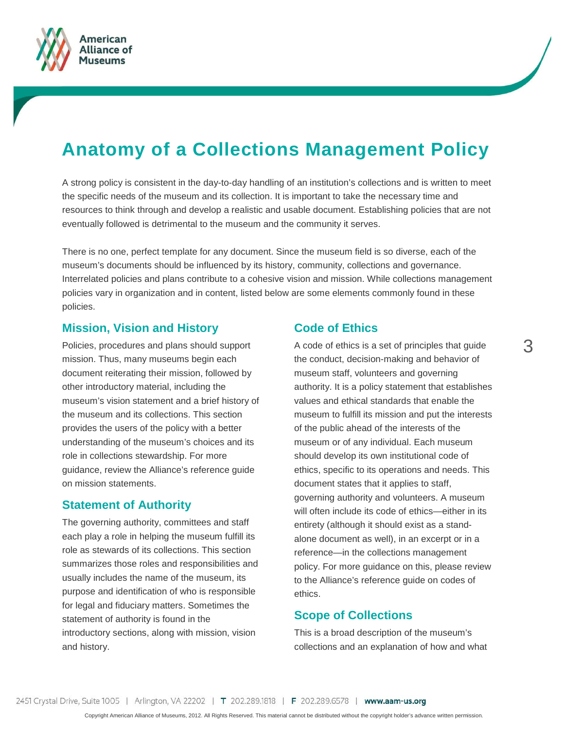# Anatomy of a Collections Management Policy

A strong policy is consistent in the day-to-day handling of an institution's collections and is written to meet the specific needs of the museum and its collection. It is important to take the necessary time and resources to think through and develop a realistic and usable document. Establishing policies that are not eventually followed is detrimental to the museum and the community it serves.

There is no one, perfect template for any document. Since the museum field is so diverse, each of the museum's documents should be influenced by its history, community, collections and governance. Interrelated policies and plans contribute to a cohesive vision and mission. While collections management policies vary in organization and in content, listed below are some elements commonly found in these policies.

## Mission, Vision and History

Policies, procedures and plans should support mission. Thus, many museums begin each document reiterating their mission, followed by other introductory material, including the museum's vision statement and a brief history of the museum and its collections. This section provides the users of the policy with a better understanding of the museum's choices and its role in collections stewardship. For more guidance, review the Alliance's reference guide on mission statements.

## Statement of Authority

The governing authority, committees and staff each play a role in helping the museum fulfill its role as stewards of its collections. This section summarizes those roles and responsibilities and usually includes the name of the museum, its purpose and identification of who is responsible for legal and fiduciary matters. Sometimes the statement of authority is found in the introductory sections, along with mission, vision and history.

## Code of Ethics

A code of ethics is a set of principles that guide the conduct, decision-making and behavior of museum staff, volunteers and governing authority. It is a policy statement that establishes values and ethical standards that enable the museum to fulfill its mission and put the interests of the public ahead of the interests of the museum or of any individual. Each museum should develop its own institutional code of ethics, specific to its operations and needs. This document states that it applies to staff, governing authority and volunteers. A museum will often include its code of ethics—either in its entirety (although it should exist as a stand-alone document as well), in an excerpt or in a reference—in the collections management policy. For more guidance on this, please review to the Alliance's reference guide on codes of ethics.

## Scope of Collections

This is a broad description of the museum's collections and an explanation of how and what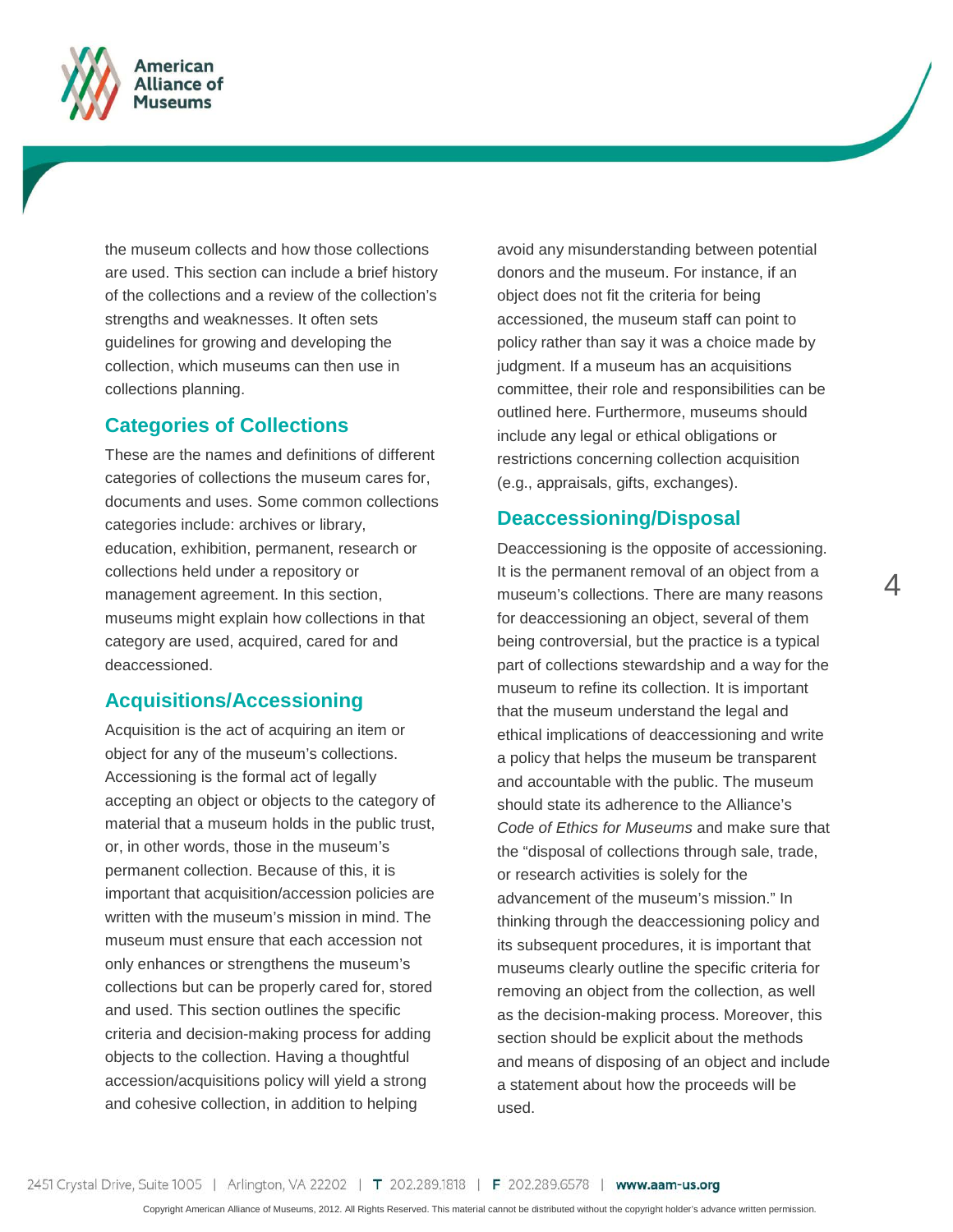the museum collects and how those collections are used. This section can include a brief history of the collections and a review of the collection's strengths and weaknesses. It often sets guidelines for growing and developing the collection, which museums can then use in collections planning.

## Categories of Collections

These are the names and definitions of different categories of collections the museum cares for, documents and uses. Some common collections categories include: archives or library, education, exhibition, permanent, research or collections held under a repository or management agreement. In this section, museums might explain how collections in that category are used, acquired, cared for and deaccessioned.

## Acquisitions/Accessioning

Acquisition is the act of acquiring an item or object for any of the museum's collections. Accessioning is the formal act of legally accepting an object or objects to the category of material that a museum holds in the public trust, or, in other words, those in the museum's permanent collection. Because of this, it is important that acquisition/accession policies are written with the museum's mission in mind. The museum must ensure that each accession not only enhances or strengthens the museum's collections but can be properly cared for, stored and used. This section outlines the specific criteria and decision-making process for adding objects to the collection. Having a thoughtful accession/acquisitions policy will yield a strong and cohesive collection, in addition to helping avoid any misunderstanding between potential donors and the museum. For instance, if an object does not fit the criteria for being accessioned, the museum staff can point to policy rather than say it was a choice made by judgment. If a museum has an acquisitions committee, their role and responsibilities can be outlined here. Furthermore, museums should include any legal or ethical obligations or restrictions concerning collection acquisition (e.g., appraisals, gifts, exchanges).

## Deaccessioning/Disposal

Deaccessioning is the opposite of accessioning. It is the permanent removal of an object from a museum's collections. There are many reasons for deaccessioning an object, several of them being controversial, but the practice is a typical part of collections stewardship and a way for the museum to refine its collection. It is important that the museum understand the legal and ethical implications of deaccessioning and write a policy that helps the museum be transparent and accountable with the public. The museum should state its adherence to the Alliance's *Code of Ethics for Museums* and make sure that the "disposal of collections through sale, trade, or research activities is solely for the advancement of the museum's mission." In thinking through the deaccessioning policy and its subsequent procedures, it is important that museums clearly outline the specific criteria for removing an object from the collection, as well as the decision-making process. Moreover, this section should be explicit about the methods and means of disposing of an object and include a statement about how the proceeds will be used.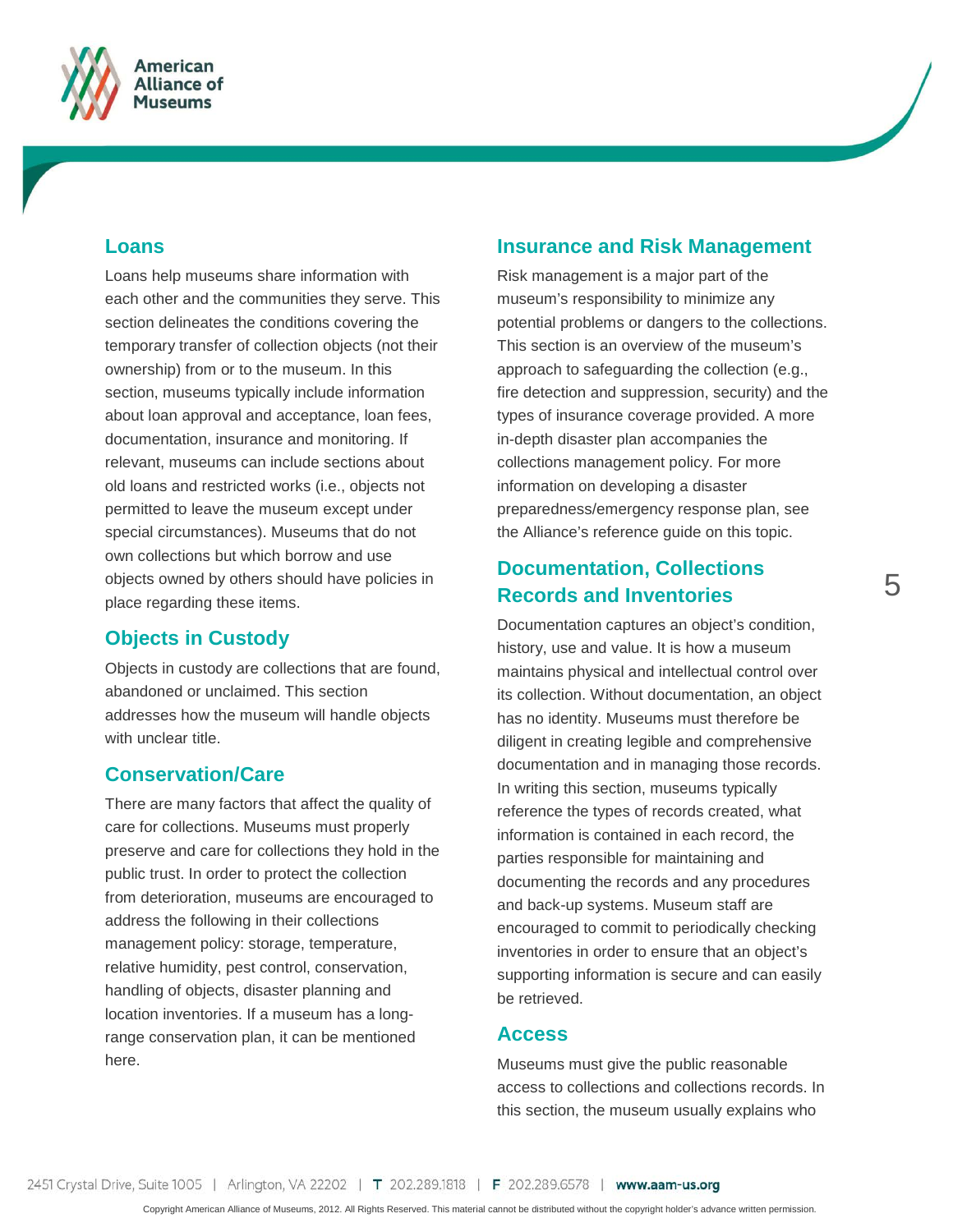## Loans

Loans help museums share information with each other and the communities they serve. This section delineates the conditions covering the temporary transfer of collection objects (not their ownership) from or to the museum. In this section, museums typically include information about loan approval and acceptance, loan fees, documentation, insurance and monitoring. If relevant, museums can include sections about old loans and restricted works (i.e., objects not permitted to leave the museum except under special circumstances). Museums that do not own collections but which borrow and use objects owned by others should have policies in place regarding these items.

## Objects in Custody

Objects in custody are collections that are found, abandoned or unclaimed. This section addresses how the museum will handle objects with unclear title.

## Conservation/Care

There are many factors that affect the quality of care for collections. Museums must properly preserve and care for collections they hold in the public trust. In order to protect the collection from deterioration, museums are encouraged to address the following in their collections management policy: storage, temperature, relative humidity, pest control, conservation, handling of objects, disaster planning and location inventories. If a museum has a long-range conservation plan, it can be mentioned here.

## Insurance and Risk Management

Risk management is a major part of the museum's responsibility to minimize any potential problems or dangers to the collections. This section is an overview of the museum's approach to safeguarding the collection (e.g., fire detection and suppression, security) and the types of insurance coverage provided. A more in-depth disaster plan accompanies the collections management policy. For more information on developing a disaster preparedness/emergency response plan, see the Alliance's reference guide on this topic.

## Documentation, Collections Records and Inventories

Documentation captures an object's condition, history, use and value. It is how a museum maintains physical and intellectual control over its collection. Without documentation, an object has no identity. Museums must therefore be diligent in creating legible and comprehensive documentation and in managing those records. In writing this section, museums typically reference the types of records created, what information is contained in each record, the parties responsible for maintaining and documenting the records and any procedures and back-up systems. Museum staff are encouraged to commit to periodically checking inventories in order to ensure that an object's supporting information is secure and can easily be retrieved.

## Access

Museums must give the public reasonable access to collections and collections records. In this section, the museum usually explains who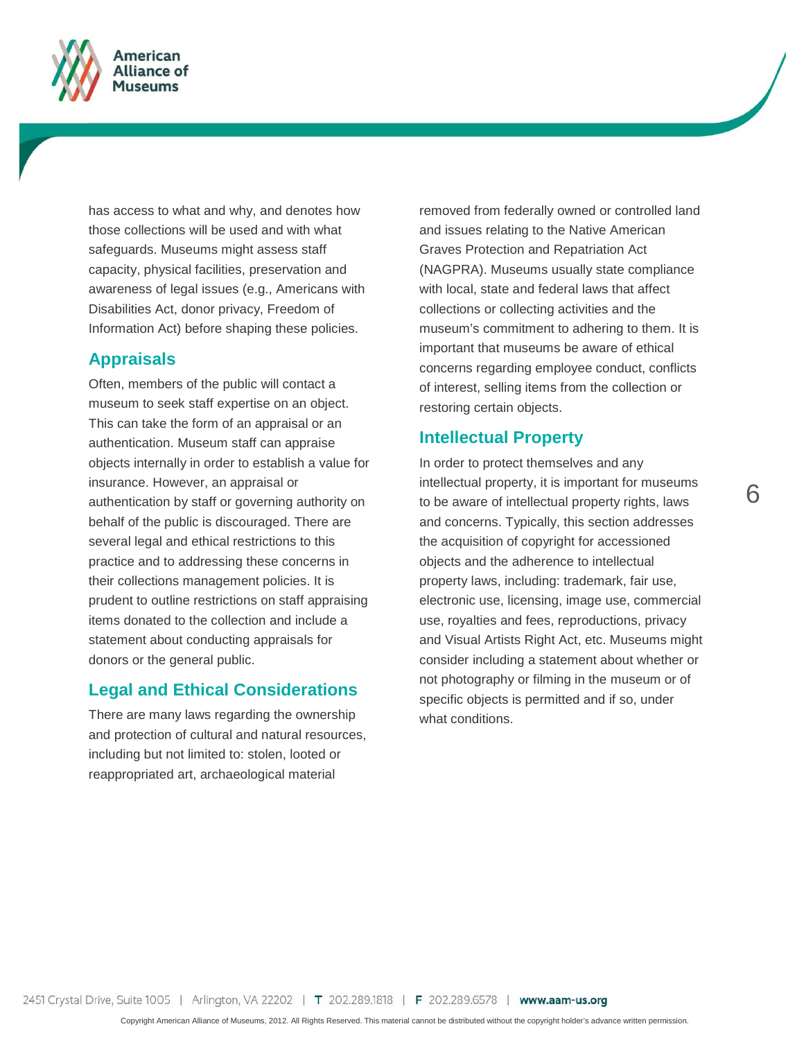has access to what and why, and denotes how those collections will be used and with what safeguards. Museums might assess staff capacity, physical facilities, preservation and awareness of legal issues (e.g., Americans with Disabilities Act, donor privacy, Freedom of Information Act) before shaping these policies.

## Appraisals

Often, members of the public will contact a museum to seek staff expertise on an object. This can take the form of an appraisal or an authentication. Museum staff can appraise objects internally in order to establish a value for insurance. However, an appraisal or authentication by staff or governing authority on behalf of the public is discouraged. There are several legal and ethical restrictions to this practice and to addressing these concerns in their collections management policies. It is prudent to outline restrictions on staff appraising items donated to the collection and include a statement about conducting appraisals for donors or the general public.

## Legal and Ethical Considerations

There are many laws regarding the ownership and protection of cultural and natural resources, including but not limited to: stolen, looted or reappropriated art, archaeological material removed from federally owned or controlled land and issues relating to the Native American Graves Protection and Repatriation Act (NAGPRA). Museums usually state compliance with local, state and federal laws that affect collections or collecting activities and the museum's commitment to adhering to them. It is important that museums be aware of ethical concerns regarding employee conduct, conflicts of interest, selling items from the collection or restoring certain objects.

## Intellectual Property

In order to protect themselves and any intellectual property, it is important for museums to be aware of intellectual property rights, laws and concerns. Typically, this section addresses the acquisition of copyright for accessioned objects and the adherence to intellectual property laws, including: trademark, fair use, electronic use, licensing, image use, commercial use, royalties and fees, reproductions, privacy and Visual Artists Right Act, etc. Museums might consider including a statement about whether or not photography or filming in the museum or of specific objects is permitted and if so, under what conditions.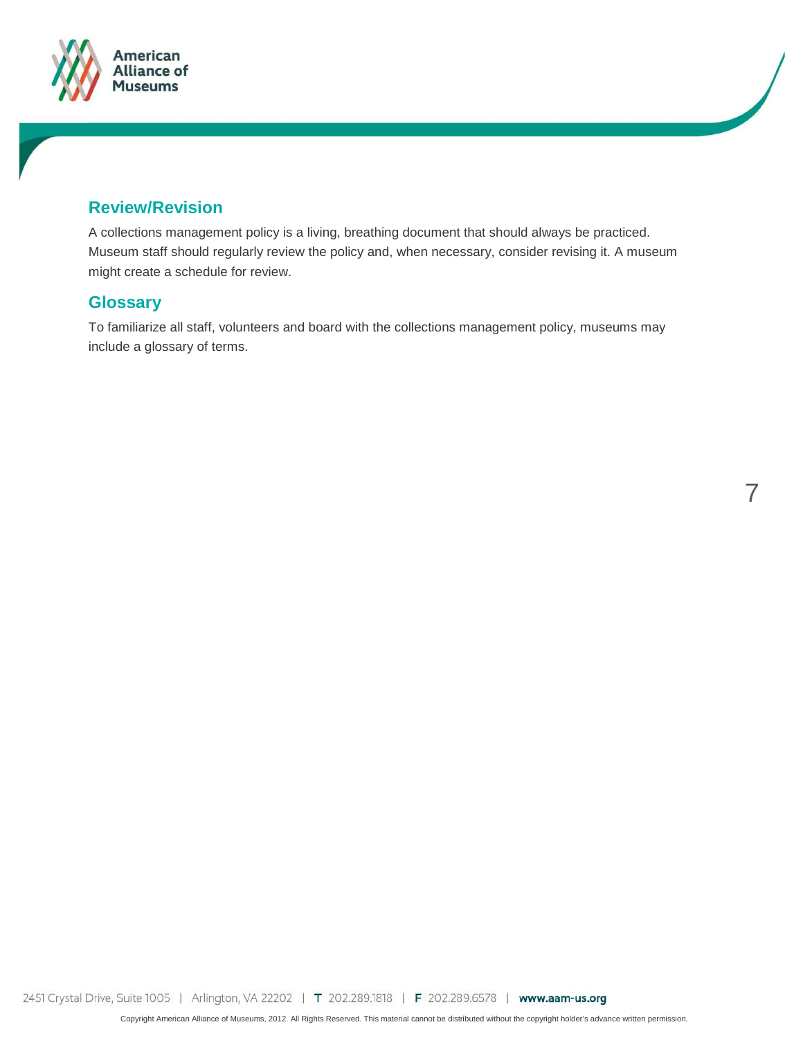## Review/Revision

A collections management policy is a living, breathing document that should always be practiced. Museum staff should regularly review the policy and, when necessary, consider revising it. A museum might create a schedule for review.

## Glossary

To familiarize all staff, volunteers and board with the collections management policy, museums may include a glossary of terms.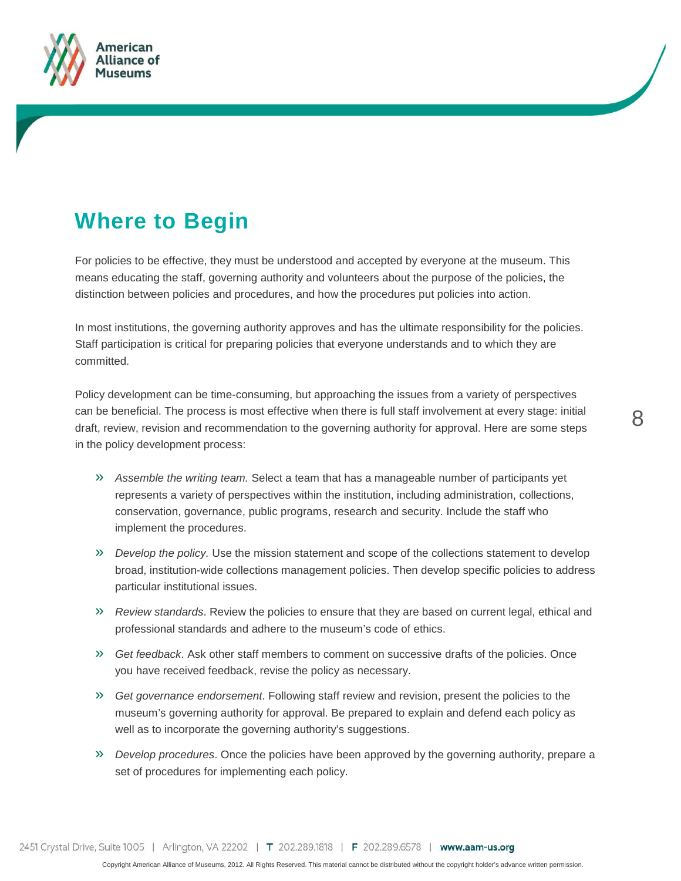## Where to Begin

For policies to be effective, they must be understood and accepted by everyone at the museum. This means educating the staff, governing authority and volunteers about the purpose of the policies, the distinction between policies and procedures, and how the procedures put policies into action.

In most institutions, the governing authority approves and has the ultimate responsibility for the policies. Staff participation is critical for preparing policies that everyone understands and to which they are committed.

Policy development can be time-consuming, but approaching the issues from a variety of perspectives can be beneficial. The process is most effective when there is full staff involvement at every stage: initial draft, review, revision and recommendation to the governing authority for approval. Here are some steps in the policy development process:

- *Assemble the writing team.* Select a team that has a manageable number of participants yet represents a variety of perspectives within the institution, including administration, collections, conservation, governance, public programs, research and security. Include the staff who implement the procedures.
- *Develop the policy.* Use the mission statement and scope of the collections statement to develop broad, institution-wide collections management policies. Then develop specific policies to address particular institutional issues.
- *Review standards*. Review the policies to ensure that they are based on current legal, ethical and professional standards and adhere to the museum's code of ethics.
- *Get feedback*. Ask other staff members to comment on successive drafts of the policies. Once you have received feedback, revise the policy as necessary.
- *Get governance endorsement*. Following staff review and revision, present the policies to the museum's governing authority for approval. Be prepared to explain and defend each policy as well as to incorporate the governing authority's suggestions.
- *Develop procedures*. Once the policies have been approved by the governing authority, prepare a set of procedures for implementing each policy.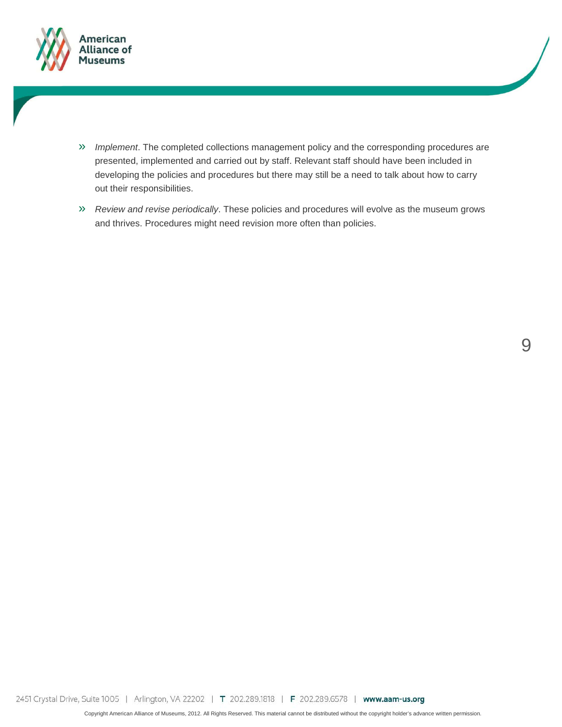- *Implement*. The completed collections management policy and the corresponding procedures are presented, implemented and carried out by staff. Relevant staff should have been included in developing the policies and procedures but there may still be a need to talk about how to carry out their responsibilities.
- *Review and revise periodically*. These policies and procedures will evolve as the museum grows and thrives. Procedures might need revision more often than policies.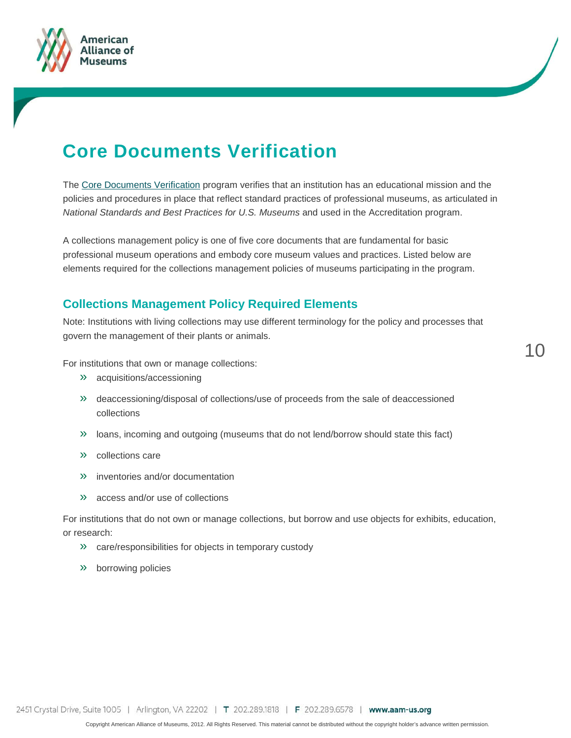# Core Documents Verification

The Core Documents Verification program verifies that an institution has an educational mission and the policies and procedures in place that reflect standard practices of professional museums, as articulated in *National Standards and Best Practices for U.S. Museums* and used in the Accreditation program.

A collections management policy is one of five core documents that are fundamental for basic professional museum operations and embody core museum values and practices. Listed below are elements required for the collections management policies of museums participating in the program.

## Collections Management Policy Required Elements

Note: Institutions with living collections may use different terminology for the policy and processes that govern the management of their plants or animals.

For institutions that own or manage collections:

- acquisitions/accessioning
- deaccessioning/disposal of collections/use of proceeds from the sale of deaccessioned collections
- loans, incoming and outgoing (museums that do not lend/borrow should state this fact)
- collections care
- inventories and/or documentation
- access and/or use of collections

For institutions that do not own or manage collections, but borrow and use objects for exhibits, education, or research:

- care/responsibilities for objects in temporary custody
- borrowing policies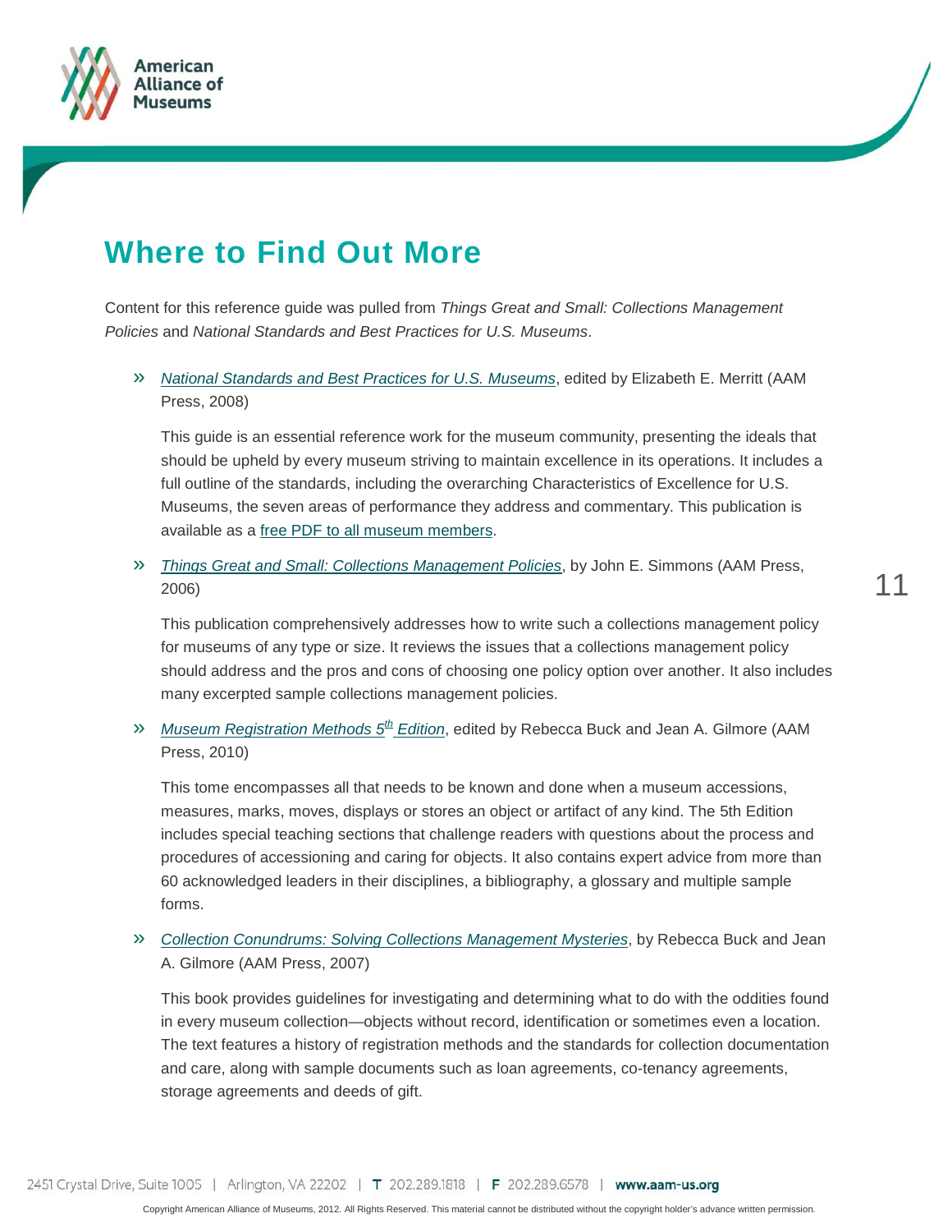# Where to Find Out More

Content for this reference guide was pulled from *Things Great and Small: Collections Management Policies* and *National Standards and Best Practices for U.S. Museums*.

- *National Standards and Best Practices for U.S. Museums*, edited by Elizabeth E. Merritt (AAM Press, 2008)

  This guide is an essential reference work for the museum community, presenting the ideals that should be upheld by every museum striving to maintain excellence in its operations. It includes a full outline of the standards, including the overarching Characteristics of Excellence for U.S. Museums, the seven areas of performance they address and commentary. This publication is available as a free PDF to all museum members.

- *Things Great and Small: Collections Management Policies*, by John E. Simmons (AAM Press, 2006)

  This publication comprehensively addresses how to write such a collections management policy for museums of any type or size. It reviews the issues that a collections management policy should address and the pros and cons of choosing one policy option over another. It also includes many excerpted sample collections management policies.

- *Museum Registration Methods 5th Edition*, edited by Rebecca Buck and Jean A. Gilmore (AAM Press, 2010)

  This tome encompasses all that needs to be known and done when a museum accessions, measures, marks, moves, displays or stores an object or artifact of any kind. The 5th Edition includes special teaching sections that challenge readers with questions about the process and procedures of accessioning and caring for objects. It also contains expert advice from more than 60 acknowledged leaders in their disciplines, a bibliography, a glossary and multiple sample forms.

- *Collection Conundrums: Solving Collections Management Mysteries*, by Rebecca Buck and Jean A. Gilmore (AAM Press, 2007)

  This book provides guidelines for investigating and determining what to do with the oddities found in every museum collection—objects without record, identification or sometimes even a location. The text features a history of registration methods and the standards for collection documentation and care, along with sample documents such as loan agreements, co-tenancy agreements, storage agreements and deeds of gift.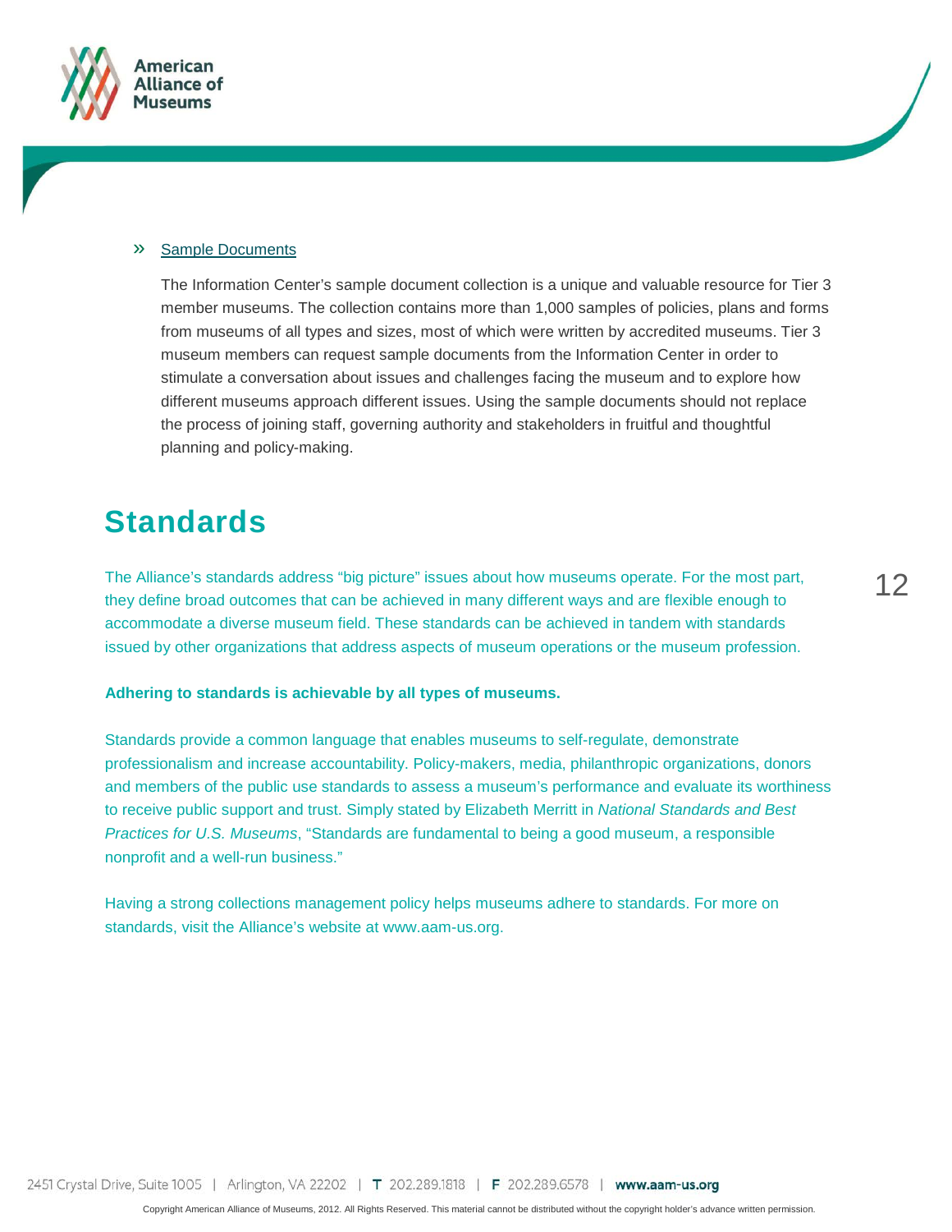» Sample Documents

The Information Center's sample document collection is a unique and valuable resource for Tier 3 member museums. The collection contains more than 1,000 samples of policies, plans and forms from museums of all types and sizes, most of which were written by accredited museums. Tier 3 museum members can request sample documents from the Information Center in order to stimulate a conversation about issues and challenges facing the museum and to explore how different museums approach different issues. Using the sample documents should not replace the process of joining staff, governing authority and stakeholders in fruitful and thoughtful planning and policy-making.

# Standards

The Alliance's standards address "big picture" issues about how museums operate. For the most part, they define broad outcomes that can be achieved in many different ways and are flexible enough to accommodate a diverse museum field. These standards can be achieved in tandem with standards issued by other organizations that address aspects of museum operations or the museum profession.

**Adhering to standards is achievable by all types of museums.**

Standards provide a common language that enables museums to self-regulate, demonstrate professionalism and increase accountability. Policy-makers, media, philanthropic organizations, donors and members of the public use standards to assess a museum's performance and evaluate its worthiness to receive public support and trust. Simply stated by Elizabeth Merritt in *National Standards and Best Practices for U.S. Museums*, "Standards are fundamental to being a good museum, a responsible nonprofit and a well-run business."

Having a strong collections management policy helps museums adhere to standards. For more on standards, visit the Alliance's website at www.aam-us.org.